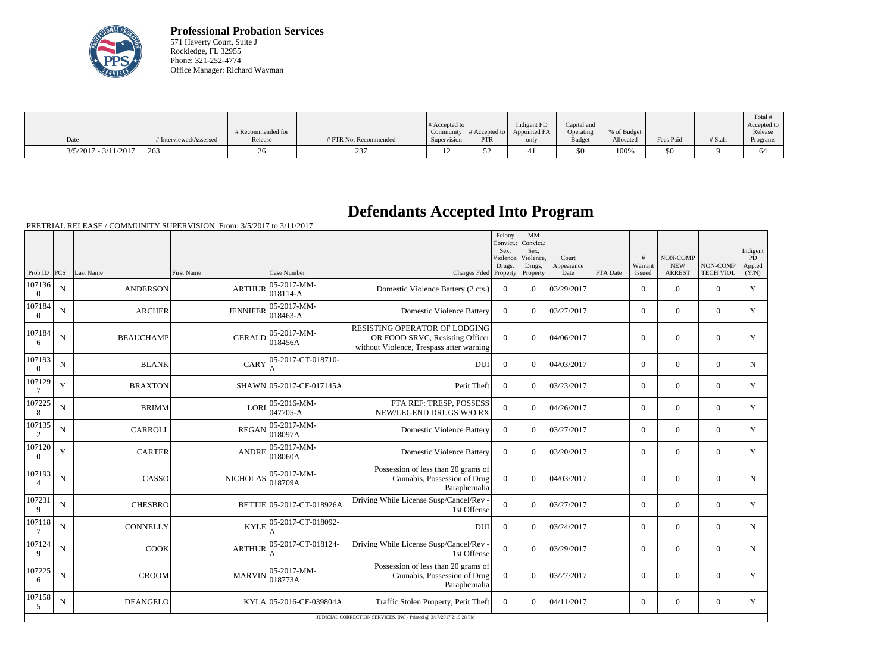**Professional Probation Services**
571 Haverty Court, Suite J
Rockledge, FL 32955
Phone: 321-252-4774
Office Manager: Richard Wayman

| Date | # Interviewed/Assessed | # Recommended for Release | # PTR Not Recommended | # Accepted to Community Supervision | # Accepted to PTR | Indigent PD Appointed FA only | Capital and Operating Budget | % of Budget Allocated | Fees Paid | # Staff | Total # Accepted to Release Programs |
|---|---|---|---|---|---|---|---|---|---|---|---|
| 3/5/2017 - 3/11/2017 | 263 | 26 | 237 | 12 | 52 | 41 | $0 | 100% | $0 | 9 | 64 |

# Defendants Accepted Into Program

PRETRIAL RELEASE / COMMUNITY SUPERVISION From: 3/5/2017 to 3/11/2017

| Prob ID | PCS | Last Name | First Name | Case Number | Charges Filed | Felony Convict.: Sex, Violence, Drugs, Property | MM Convict.: Sex, Violence, Drugs, Property | Court Appearance Date | FTA Date | # Warrant Issued | NON-COMP NEW ARREST | NON-COMP TECH VIOL | Indigent PD Appted (Y/N) |
|---|---|---|---|---|---|---|---|---|---|---|---|---|---|
| 1071360 | N | ANDERSON | ARTHUR | 05-2017-MM-018114-A | Domestic Violence Battery (2 cts.) | 0 | 0 | 03/29/2017 | | 0 | 0 | 0 | Y |
| 1071840 | N | ARCHER | JENNIFER | 05-2017-MM-018463-A | Domestic Violence Battery | 0 | 0 | 03/27/2017 | | 0 | 0 | 0 | Y |
| 1071846 | N | BEAUCHAMP | GERALD | 05-2017-MM-018456A | RESISTING OPERATOR OF LODGING OR FOOD SRVC, Resisting Officer without Violence, Trespass after warning | 0 | 0 | 04/06/2017 | | 0 | 0 | 0 | Y |
| 1071930 | N | BLANK | CARY | 05-2017-CT-018710-A | DUI | 0 | 0 | 04/03/2017 | | 0 | 0 | 0 | N |
| 1071297 | Y | BRAXTON | SHAWN | 05-2017-CF-017145A | Petit Theft | 0 | 0 | 03/23/2017 | | 0 | 0 | 0 | Y |
| 1072258 | N | BRIMM | LORI | 05-2016-MM-047705-A | FTA REF: TRESP, POSSESS NEW/LEGEND DRUGS W/O RX | 0 | 0 | 04/26/2017 | | 0 | 0 | 0 | Y |
| 1071352 | N | CARROLL | REGAN | 05-2017-MM-018097A | Domestic Violence Battery | 0 | 0 | 03/27/2017 | | 0 | 0 | 0 | Y |
| 1071200 | Y | CARTER | ANDRE | 05-2017-MM-018060A | Domestic Violence Battery | 0 | 0 | 03/20/2017 | | 0 | 0 | 0 | Y |
| 1071934 | N | CASSO | NICHOLAS | 05-2017-MM-018709A | Possession of less than 20 grams of Cannabis, Possession of Drug Paraphernalia | 0 | 0 | 04/03/2017 | | 0 | 0 | 0 | N |
| 1072319 | N | CHESBRO | BETTIE | 05-2017-CT-018926A | Driving While License Susp/Cancel/Rev - 1st Offense | 0 | 0 | 03/27/2017 | | 0 | 0 | 0 | Y |
| 1071187 | N | CONNELLY | KYLE | 05-2017-CT-018092-A | DUI | 0 | 0 | 03/24/2017 | | 0 | 0 | 0 | N |
| 1071249 | N | COOK | ARTHUR | 05-2017-CT-018124-A | Driving While License Susp/Cancel/Rev - 1st Offense | 0 | 0 | 03/29/2017 | | 0 | 0 | 0 | N |
| 1072256 | N | CROOM | MARVIN | 05-2017-MM-018773A | Possession of less than 20 grams of Cannabis, Possession of Drug Paraphernalia | 0 | 0 | 03/27/2017 | | 0 | 0 | 0 | Y |
| 1071585 | N | DEANGELO | KYLA | 05-2016-CF-039804A | Traffic Stolen Property, Petit Theft | 0 | 0 | 04/11/2017 | | 0 | 0 | 0 | Y |

JUDICIAL CORRECTION SERVICES, INC - Printed @ 3/17/2017 2:19:28 PM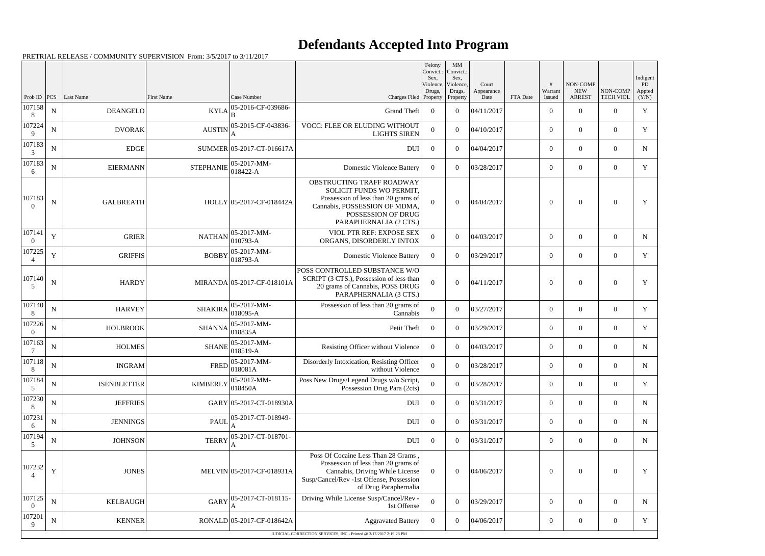# Defendants Accepted Into Program

PRETRIAL RELEASE / COMMUNITY SUPERVISION From: 3/5/2017 to 3/11/2017

| Prob ID | PCS | Last Name | First Name | Case Number | Charges Filed | Felony Convict.: Sex, Violence, Drugs, Property | MM Convict.: Sex, Violence, Drugs, Property | Court Appearance Date | FTA Date | # Warrant Issued | NON-COMP NEW ARREST | NON-COMP TECH VIOL | Indigent PD Appted (Y/N) |
|---|---|---|---|---|---|---|---|---|---|---|---|---|---|
| 1071588 | N | DEANGELO | KYLA | 05-2016-CF-039686-B | Grand Theft | 0 | 0 | 04/11/2017 | | 0 | 0 | 0 | Y |
| 1072249 | N | DVORAK | AUSTIN | 05-2015-CF-043836-A | VOCC: FLEE OR ELUDING WITHOUT LIGHTS SIREN | 0 | 0 | 04/10/2017 | | 0 | 0 | 0 | Y |
| 1071833 | N | EDGE | SUMMER | 05-2017-CT-016617A | DUI | 0 | 0 | 04/04/2017 | | 0 | 0 | 0 | N |
| 1071836 | N | EIERMANN | STEPHANIE | 05-2017-MM-018422-A | Domestic Violence Battery | 0 | 0 | 03/28/2017 | | 0 | 0 | 0 | Y |
| 1071830 | N | GALBREATH | HOLLY | 05-2017-CF-018442A | OBSTRUCTING TRAFF ROADWAY SOLICIT FUNDS WO PERMIT, Possession of less than 20 grams of Cannabis, POSSESSION OF MDMA, POSSESSION OF DRUG PARAPHERNALIA (2 CTS.) | 0 | 0 | 04/04/2017 | | 0 | 0 | 0 | Y |
| 1071410 | Y | GRIER | NATHAN | 05-2017-MM-010793-A | VIOL PTR REF: EXPOSE SEX ORGANS, DISORDERLY INTOX | 0 | 0 | 04/03/2017 | | 0 | 0 | 0 | N |
| 1072254 | Y | GRIFFIS | BOBBY | 05-2017-MM-018793-A | Domestic Violence Battery | 0 | 0 | 03/29/2017 | | 0 | 0 | 0 | Y |
| 1071405 | N | HARDY | MIRANDA | 05-2017-CF-018101A | POSS CONTROLLED SUBSTANCE W/O SCRIPT (3 CTS.), Possession of less than 20 grams of Cannabis, POSS DRUG PARAPHERNALIA (3 CTS.) | 0 | 0 | 04/11/2017 | | 0 | 0 | 0 | Y |
| 1071408 | N | HARVEY | SHAKIRA | 05-2017-MM-018095-A | Possession of less than 20 grams of Cannabis | 0 | 0 | 03/27/2017 | | 0 | 0 | 0 | Y |
| 1072260 | N | HOLBROOK | SHANNA | 05-2017-MM-018835A | Petit Theft | 0 | 0 | 03/29/2017 | | 0 | 0 | 0 | Y |
| 1071637 | N | HOLMES | SHANE | 05-2017-MM-018519-A | Resisting Officer without Violence | 0 | 0 | 04/03/2017 | | 0 | 0 | 0 | N |
| 1071188 | N | INGRAM | FRED | 05-2017-MM-018081A | Disorderly Intoxication, Resisting Officer without Violence | 0 | 0 | 03/28/2017 | | 0 | 0 | 0 | N |
| 1071845 | N | ISENBLETTER | KIMBERLY | 05-2017-MM-018450A | Poss New Drugs/Legend Drugs w/o Script, Possession Drug Para (2cts) | 0 | 0 | 03/28/2017 | | 0 | 0 | 0 | Y |
| 1072308 | N | JEFFRIES | GARY | 05-2017-CT-018930A | DUI | 0 | 0 | 03/31/2017 | | 0 | 0 | 0 | N |
| 1072316 | N | JENNINGS | PAUL | 05-2017-CT-018949-A | DUI | 0 | 0 | 03/31/2017 | | 0 | 0 | 0 | N |
| 1071945 | N | JOHNSON | TERRY | 05-2017-CT-018701-A | DUI | 0 | 0 | 03/31/2017 | | 0 | 0 | 0 | N |
| 1072324 | Y | JONES | MELVIN | 05-2017-CF-018931A | Poss Of Cocaine Less Than 28 Grams , Possession of less than 20 grams of Cannabis, Driving While License Susp/Cancel/Rev -1st Offense, Possession of Drug Paraphernalia | 0 | 0 | 04/06/2017 | | 0 | 0 | 0 | Y |
| 1071250 | N | KELBAUGH | GARY | 05-2017-CT-018115-A | Driving While License Susp/Cancel/Rev - 1st Offense | 0 | 0 | 03/29/2017 | | 0 | 0 | 0 | N |
| 1072019 | N | KENNER | RONALD | 05-2017-CF-018642A | Aggravated Battery | 0 | 0 | 04/06/2017 | | 0 | 0 | 0 | Y |

JUDICIAL CORRECTION SERVICES, INC - Printed @ 3/17/2017 2:19:28 PM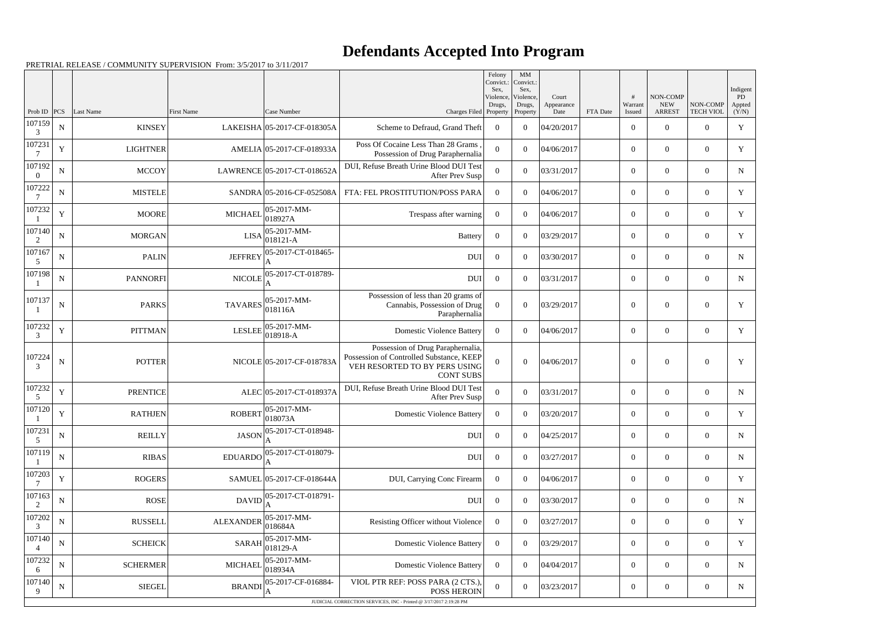# Defendants Accepted Into Program

PRETRIAL RELEASE / COMMUNITY SUPERVISION From: 3/5/2017 to 3/11/2017

| Prob ID | PCS | Last Name | First Name | Case Number | Charges Filed | Felony Convict.: Sex, Violence, Drugs, Property | MM Convict.: Sex, Violence, Drugs, Property | Court Appearance Date | FTA Date | # Warrant Issued | NON-COMP NEW ARREST | NON-COMP TECH VIOL | Indigent PD Appted (Y/N) |
|---|---|---|---|---|---|---|---|---|---|---|---|---|---|
| 1071593 | N | KINSEY | LAKEISHA | 05-2017-CF-018305A | Scheme to Defraud, Grand Theft | 0 | 0 | 04/20/2017 | | 0 | 0 | 0 | Y |
| 1072317 | Y | LIGHTNER | AMELIA | 05-2017-CF-018933A | Poss Of Cocaine Less Than 28 Grams , Possession of Drug Paraphernalia | 0 | 0 | 04/06/2017 | | 0 | 0 | 0 | Y |
| 1071920 | N | MCCOY | LAWRENCE | 05-2017-CT-018652A | DUI, Refuse Breath Urine Blood DUI Test After Prev Susp | 0 | 0 | 03/31/2017 | | 0 | 0 | 0 | N |
| 1072227 | N | MISTELE | SANDRA | 05-2016-CF-052508A | FTA: FEL PROSTITUTION/POSS PARA | 0 | 0 | 04/06/2017 | | 0 | 0 | 0 | Y |
| 1072321 | Y | MOORE | MICHAEL | 05-2017-MM-018927A | Trespass after warning | 0 | 0 | 04/06/2017 | | 0 | 0 | 0 | Y |
| 1071402 | N | MORGAN | LISA | 05-2017-MM-018121-A | Battery | 0 | 0 | 03/29/2017 | | 0 | 0 | 0 | Y |
| 1071675 | N | PALIN | JEFFREY | 05-2017-CT-018465-A | DUI | 0 | 0 | 03/30/2017 | | 0 | 0 | 0 | N |
| 1071981 | N | PANNORFI | NICOLE | 05-2017-CT-018789-A | DUI | 0 | 0 | 03/31/2017 | | 0 | 0 | 0 | N |
| 1071371 | N | PARKS | TAVARES | 05-2017-MM-018116A | Possession of less than 20 grams of Cannabis, Possession of Drug Paraphernalia | 0 | 0 | 03/29/2017 | | 0 | 0 | 0 | Y |
| 1072323 | Y | PITTMAN | LESLEE | 05-2017-MM-018918-A | Domestic Violence Battery | 0 | 0 | 04/06/2017 | | 0 | 0 | 0 | Y |
| 1072243 | N | POTTER | NICOLE | 05-2017-CF-018783A | Possession of Drug Paraphernalia, Possession of Controlled Substance, KEEP VEH RESORTED TO BY PERS USING CONT SUBS | 0 | 0 | 04/06/2017 | | 0 | 0 | 0 | Y |
| 1072325 | Y | PRENTICE | ALEC | 05-2017-CT-018937A | DUI, Refuse Breath Urine Blood DUI Test After Prev Susp | 0 | 0 | 03/31/2017 | | 0 | 0 | 0 | N |
| 1071201 | Y | RATHJEN | ROBERT | 05-2017-MM-018073A | Domestic Violence Battery | 0 | 0 | 03/20/2017 | | 0 | 0 | 0 | Y |
| 1072315 | N | REILLY | JASON | 05-2017-CT-018948-A | DUI | 0 | 0 | 04/25/2017 | | 0 | 0 | 0 | N |
| 1071191 | N | RIBAS | EDUARDO | 05-2017-CT-018079-A | DUI | 0 | 0 | 03/27/2017 | | 0 | 0 | 0 | N |
| 1072037 | Y | ROGERS | SAMUEL | 05-2017-CF-018644A | DUI, Carrying Conc Firearm | 0 | 0 | 04/06/2017 | | 0 | 0 | 0 | Y |
| 1071632 | N | ROSE | DAVID | 05-2017-CT-018791-A | DUI | 0 | 0 | 03/30/2017 | | 0 | 0 | 0 | N |
| 1072023 | N | RUSSELL | ALEXANDER | 05-2017-MM-018684A | Resisting Officer without Violence | 0 | 0 | 03/27/2017 | | 0 | 0 | 0 | Y |
| 1071404 | N | SCHEICK | SARAH | 05-2017-MM-018129-A | Domestic Violence Battery | 0 | 0 | 03/29/2017 | | 0 | 0 | 0 | Y |
| 1072326 | N | SCHERMER | MICHAEL | 05-2017-MM-018934A | Domestic Violence Battery | 0 | 0 | 04/04/2017 | | 0 | 0 | 0 | N |
| 1071409 | N | SIEGEL | BRANDI | 05-2017-CF-016884-A | VIOL PTR REF: POSS PARA (2 CTS.), POSS HEROIN | 0 | 0 | 03/23/2017 | | 0 | 0 | 0 | N |

JUDICIAL CORRECTION SERVICES, INC - Printed @ 3/17/2017 2:19:28 PM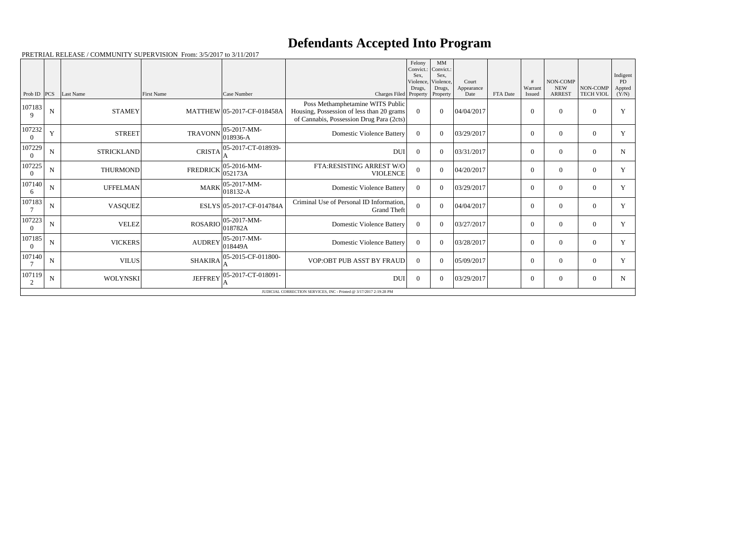# Defendants Accepted Into Program

PRETRIAL RELEASE / COMMUNITY SUPERVISION From: 3/5/2017 to 3/11/2017

| Prob ID | PCS | Last Name | First Name | Case Number | Charges Filed | Felony Convict.: Sex, Violence, Drugs, Property | MM Convict.: Sex, Violence, Drugs, Property | Court Appearance Date | FTA Date | # Warrant Issued | NON-COMP NEW ARREST | NON-COMP TECH VIOL | Indigent PD Appted (Y/N) |
|---|---|---|---|---|---|---|---|---|---|---|---|---|---|
| 1071839 | N | STAMEY | MATTHEW | 05-2017-CF-018458A | Poss Methamphetamine WITS Public Housing, Possession of less than 20 grams of Cannabis, Possession Drug Para (2cts) | 0 | 0 | 04/04/2017 | | 0 | 0 | 0 | Y |
| 1072320 | Y | STREET | TRAVONN | 05-2017-MM-018936-A | Domestic Violence Battery | 0 | 0 | 03/29/2017 | | 0 | 0 | 0 | Y |
| 1072290 | N | STRICKLAND | CRISTA | 05-2017-CT-018939-A | DUI | 0 | 0 | 03/31/2017 | | 0 | 0 | 0 | N |
| 1072250 | N | THURMOND | FREDRICK | 05-2016-MM-052173A | FTA:RESISTING ARREST W/O VIOLENCE | 0 | 0 | 04/20/2017 | | 0 | 0 | 0 | Y |
| 1071406 | N | UFFELMAN | MARK | 05-2017-MM-018132-A | Domestic Violence Battery | 0 | 0 | 03/29/2017 | | 0 | 0 | 0 | Y |
| 1071837 | N | VASQUEZ | ESLYS | 05-2017-CF-014784A | Criminal Use of Personal ID Information, Grand Theft | 0 | 0 | 04/04/2017 | | 0 | 0 | 0 | Y |
| 1072230 | N | VELEZ | ROSARIO | 05-2017-MM-018782A | Domestic Violence Battery | 0 | 0 | 03/27/2017 | | 0 | 0 | 0 | Y |
| 1071850 | N | VICKERS | AUDREY | 05-2017-MM-018449A | Domestic Violence Battery | 0 | 0 | 03/28/2017 | | 0 | 0 | 0 | Y |
| 1071407 | N | VILUS | SHAKIRA | 05-2015-CF-011800-A | VOP:OBT PUB ASST BY FRAUD | 0 | 0 | 05/09/2017 | | 0 | 0 | 0 | Y |
| 1071192 | N | WOLYNSKI | JEFFREY | 05-2017-CT-018091-A | DUI | 0 | 0 | 03/29/2017 | | 0 | 0 | 0 | N |

JUDICIAL CORRECTION SERVICES, INC - Printed @ 3/17/2017 2:19:28 PM